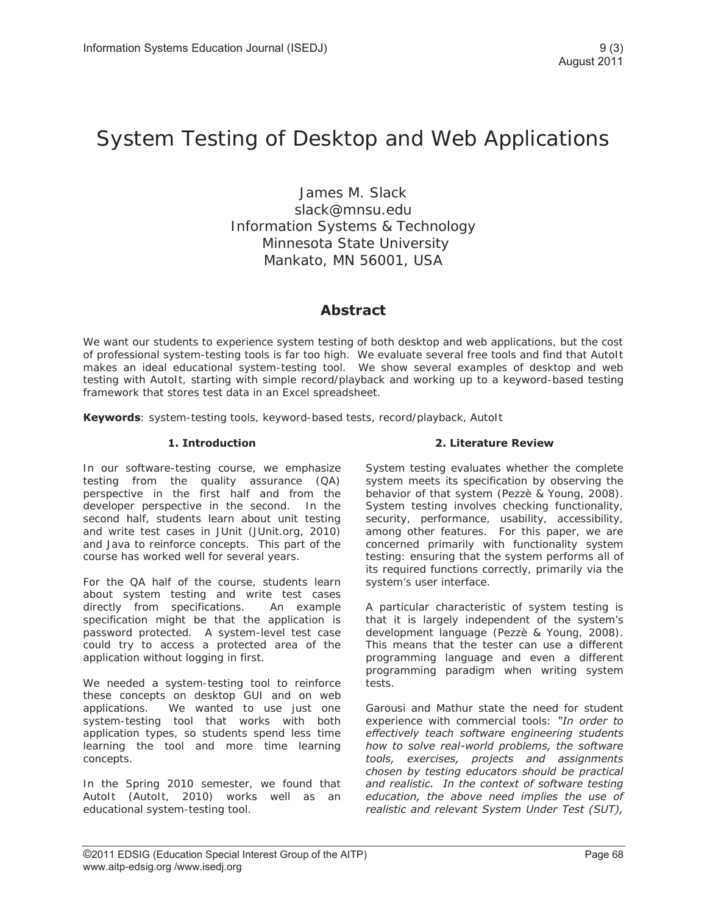# System Testing of Desktop and Web Applications

James M. Slack  
slack@mnsu.edu  
Information Systems & Technology  
Minnesota State University  
Mankato, MN 56001, USA

## Abstract

We want our students to experience system testing of both desktop and web applications, but the cost of professional system-testing tools is far too high. We evaluate several free tools and find that AutoIt makes an ideal educational system-testing tool. We show several examples of desktop and web testing with AutoIt, starting with simple record/playback and working up to a keyword-based testing framework that stores test data in an Excel spreadsheet.

**Keywords**: system-testing tools, keyword-based tests, record/playback, AutoIt

## 1. Introduction

In our software-testing course, we emphasize testing from the quality assurance (QA) perspective in the first half and from the developer perspective in the second. In the second half, students learn about unit testing and write test cases in JUnit (JUnit.org, 2010) and Java to reinforce concepts. This part of the course has worked well for several years.

For the QA half of the course, students learn about system testing and write test cases directly from specifications. An example specification might be that the application is password protected. A system-level test case could try to access a protected area of the application without logging in first.

We needed a system-testing tool to reinforce these concepts on desktop GUI and on web applications. We wanted to use just one system-testing tool that works with both application types, so students spend less time learning the tool and more time learning concepts.

In the Spring 2010 semester, we found that AutoIt (AutoIt, 2010) works well as an educational system-testing tool.

## 2. Literature Review

System testing evaluates whether the complete system meets its specification by observing the behavior of that system (Pezzè & Young, 2008). System testing involves checking functionality, security, performance, usability, accessibility, among other features. For this paper, we are concerned primarily with functionality system testing: ensuring that the system performs all of its required functions correctly, primarily via the system's user interface.

A particular characteristic of system testing is that it is largely independent of the system's development language (Pezzè & Young, 2008). This means that the tester can use a different programming language and even a different programming paradigm when writing system tests.

Garousi and Mathur state the need for student experience with commercial tools: *"In order to effectively teach software engineering students how to solve real-world problems, the software tools, exercises, projects and assignments chosen by testing educators should be practical and realistic. In the context of software testing education, the above need implies the use of realistic and relevant System Under Test (SUT),*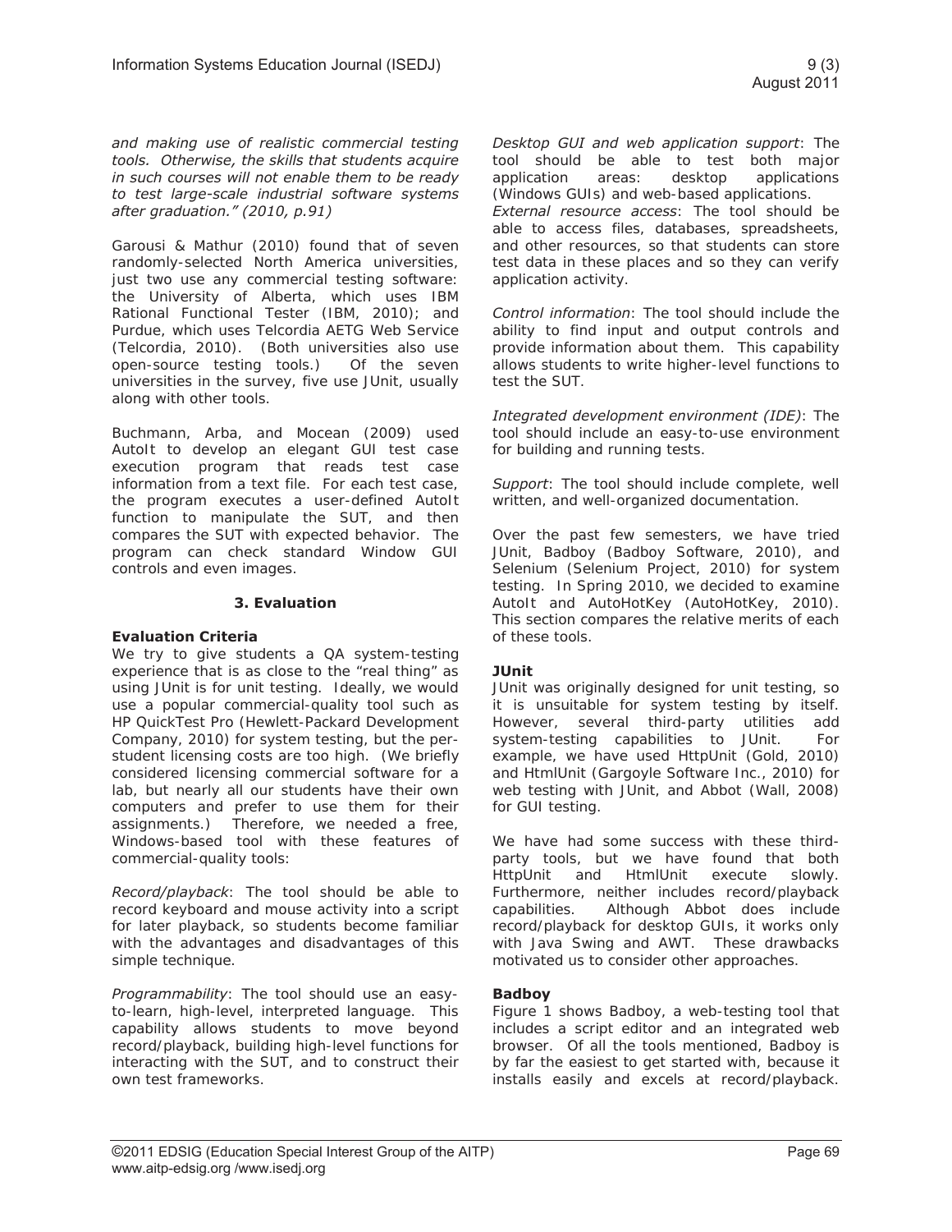*and making use of realistic commercial testing tools. Otherwise, the skills that students acquire in such courses will not enable them to be ready to test large-scale industrial software systems after graduation." (2010, p.91)*

Garousi & Mathur (2010) found that of seven randomly-selected North America universities, just two use any commercial testing software: the University of Alberta, which uses IBM Rational Functional Tester (IBM, 2010); and Purdue, which uses Telcordia AETG Web Service (Telcordia, 2010). (Both universities also use open-source testing tools.) Of the seven universities in the survey, five use JUnit, usually along with other tools.

Buchmann, Arba, and Mocean (2009) used AutoIt to develop an elegant GUI test case execution program that reads test case information from a text file. For each test case, the program executes a user-defined AutoIt function to manipulate the SUT, and then compares the SUT with expected behavior. The program can check standard Window GUI controls and even images.

## 3. Evaluation

### Evaluation Criteria

We try to give students a QA system-testing experience that is as close to the "real thing" as using JUnit is for unit testing. Ideally, we would use a popular commercial-quality tool such as HP QuickTest Pro (Hewlett-Packard Development Company, 2010) for system testing, but the per-student licensing costs are too high. (We briefly considered licensing commercial software for a lab, but nearly all our students have their own computers and prefer to use them for their assignments.) Therefore, we needed a free, Windows-based tool with these features of commercial-quality tools:

*Record/playback*: The tool should be able to record keyboard and mouse activity into a script for later playback, so students become familiar with the advantages and disadvantages of this simple technique.

*Programmability*: The tool should use an easy-to-learn, high-level, interpreted language. This capability allows students to move beyond record/playback, building high-level functions for interacting with the SUT, and to construct their own test frameworks.

*Desktop GUI and web application support*: The tool should be able to test both major application areas: desktop applications (Windows GUIs) and web-based applications.

*External resource access*: The tool should be able to access files, databases, spreadsheets, and other resources, so that students can store test data in these places and so they can verify application activity.

*Control information*: The tool should include the ability to find input and output controls and provide information about them. This capability allows students to write higher-level functions to test the SUT.

*Integrated development environment (IDE)*: The tool should include an easy-to-use environment for building and running tests.

*Support*: The tool should include complete, well written, and well-organized documentation.

Over the past few semesters, we have tried JUnit, Badboy (Badboy Software, 2010), and Selenium (Selenium Project, 2010) for system testing. In Spring 2010, we decided to examine AutoIt and AutoHotKey (AutoHotKey, 2010). This section compares the relative merits of each of these tools.

### JUnit

JUnit was originally designed for unit testing, so it is unsuitable for system testing by itself. However, several third-party utilities add system-testing capabilities to JUnit. For example, we have used HttpUnit (Gold, 2010) and HtmlUnit (Gargoyle Software Inc., 2010) for web testing with JUnit, and Abbot (Wall, 2008) for GUI testing.

We have had some success with these third-party tools, but we have found that both HttpUnit and HtmlUnit execute slowly. Furthermore, neither includes record/playback capabilities. Although Abbot does include record/playback for desktop GUIs, it works only with Java Swing and AWT. These drawbacks motivated us to consider other approaches.

### Badboy

Figure 1 shows Badboy, a web-testing tool that includes a script editor and an integrated web browser. Of all the tools mentioned, Badboy is by far the easiest to get started with, because it installs easily and excels at record/playback.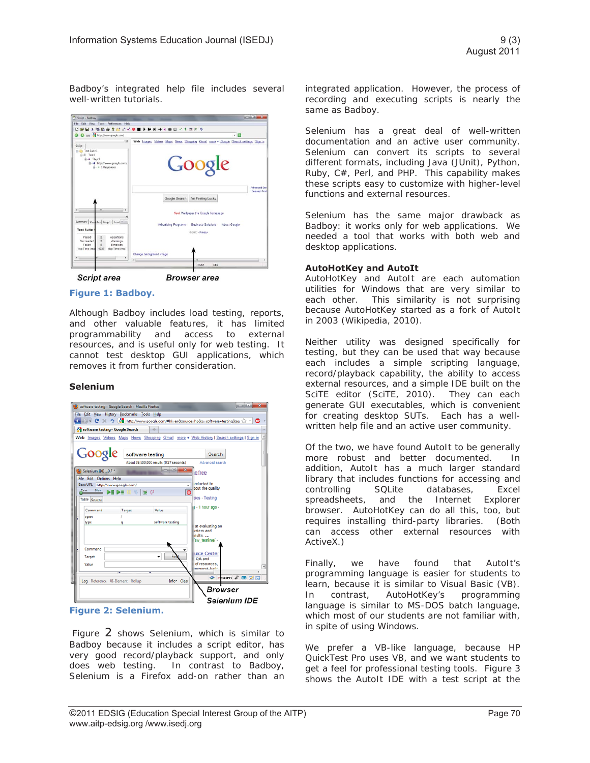Badboy's integrated help file includes several well-written tutorials.

*Script area* *Browser area*

**Figure 1: Badboy.**

Although Badboy includes load testing, reports, and other valuable features, it has limited programmability and access to external resources, and is useful only for web testing. It cannot test desktop GUI applications, which removes it from further consideration.

### Selenium

*Browser* *Selenium IDE*

**Figure 2: Selenium.**

Figure 2 shows Selenium, which is similar to Badboy because it includes a script editor, has very good record/playback support, and only does web testing. In contrast to Badboy, Selenium is a Firefox add-on rather than an integrated application. However, the process of recording and executing scripts is nearly the same as Badboy.

Selenium has a great deal of well-written documentation and an active user community. Selenium can convert its scripts to several different formats, including Java (JUnit), Python, Ruby, C#, Perl, and PHP. This capability makes these scripts easy to customize with higher-level functions and external resources.

Selenium has the same major drawback as Badboy: it works only for web applications. We needed a tool that works with both web and desktop applications.

### AutoHotKey and AutoIt

AutoHotKey and AutoIt are each automation utilities for Windows that are very similar to each other. This similarity is not surprising because AutoHotKey started as a fork of AutoIt in 2003 (Wikipedia, 2010).

Neither utility was designed specifically for testing, but they can be used that way because each includes a simple scripting language, record/playback capability, the ability to access external resources, and a simple IDE built on the SciTE editor (SciTE, 2010). They can each generate GUI executables, which is convenient for creating desktop SUTs. Each has a well-written help file and an active user community.

Of the two, we have found AutoIt to be generally more robust and better documented. In addition, AutoIt has a much larger standard library that includes functions for accessing and controlling SQLite databases, Excel spreadsheets, and the Internet Explorer browser. AutoHotKey can do all this, too, but requires installing third-party libraries. (Both can access other external resources with ActiveX.)

Finally, we have found that AutoIt's programming language is easier for students to learn, because it is similar to Visual Basic (VB). In contrast, AutoHotKey's programming language is similar to MS-DOS batch language, which most of our students are not familiar with, in spite of using Windows.

We prefer a VB-like language, because HP QuickTest Pro uses VB, and we want students to get a feel for professional testing tools. Figure 3 shows the AutoIt IDE with a test script at the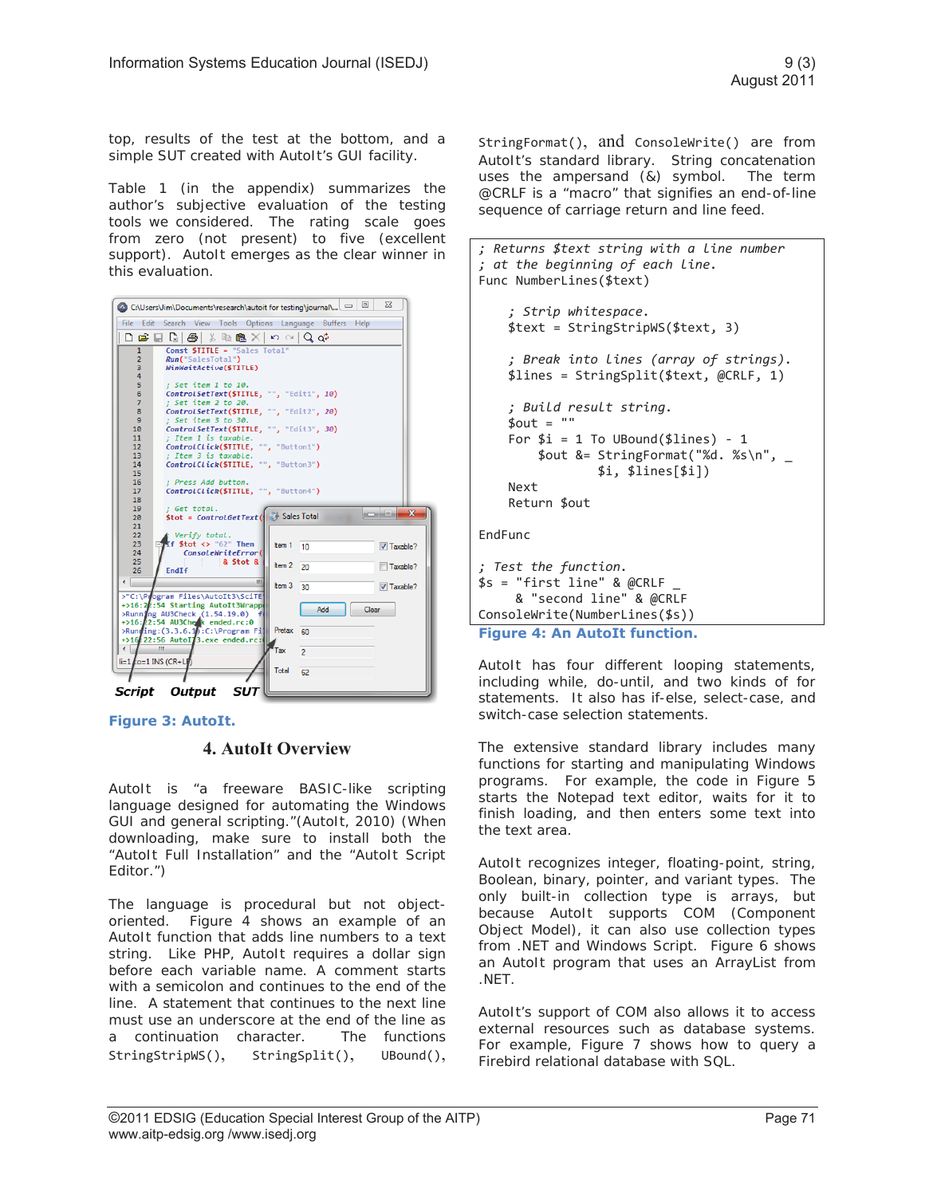top, results of the test at the bottom, and a simple SUT created with AutoIt's GUI facility.

Table 1 (in the appendix) summarizes the author's subjective evaluation of the testing tools we considered. The rating scale goes from zero (not present) to five (excellent support). AutoIt emerges as the clear winner in this evaluation.

**Figure 3: AutoIt.**

## 4. AutoIt Overview

AutoIt is "a freeware BASIC-like scripting language designed for automating the Windows GUI and general scripting."(AutoIt, 2010) (When downloading, make sure to install both the "AutoIt Full Installation" and the "AutoIt Script Editor.")

The language is procedural but not object-oriented. Figure 4 shows an example of an AutoIt function that adds line numbers to a text string. Like PHP, AutoIt requires a dollar sign before each variable name. A comment starts with a semicolon and continues to the end of the line. A statement that continues to the next line must use an underscore at the end of the line as a continuation character. The functions `StringStripWS()`, `StringSplit()`, `UBound()`, `StringFormat()`, and `ConsoleWrite()` are from AutoIt's standard library. String concatenation uses the ampersand (&) symbol. The term @CRLF is a "macro" that signifies an end-of-line sequence of carriage return and line feed.

```
; Returns $text string with a line number
; at the beginning of each line.
Func NumberLines($text)

    ; Strip whitespace.
    $text = StringStripWS($text, 3)

    ; Break into lines (array of strings).
    $lines = StringSplit($text, @CRLF, 1)

    ; Build result string.
    $out = ""
    For $i = 1 To UBound($lines) - 1
        $out &= StringFormat("%d. %s\n", _
                $i, $lines[$i])
    Next
    Return $out

EndFunc

; Test the function.
$s = "first line" & @CRLF _
     & "second line" & @CRLF
ConsoleWrite(NumberLines($s))
```

**Figure 4: An AutoIt function.**

AutoIt has four different looping statements, including while, do-until, and two kinds of for statements. It also has if-else, select-case, and switch-case selection statements.

The extensive standard library includes many functions for starting and manipulating Windows programs. For example, the code in Figure 5 starts the Notepad text editor, waits for it to finish loading, and then enters some text into the text area.

AutoIt recognizes integer, floating-point, string, Boolean, binary, pointer, and variant types. The only built-in collection type is arrays, but because AutoIt supports COM (Component Object Model), it can also use collection types from .NET and Windows Script. Figure 6 shows an AutoIt program that uses an ArrayList from .NET.

AutoIt's support of COM also allows it to access external resources such as database systems. For example, Figure 7 shows how to query a Firebird relational database with SQL.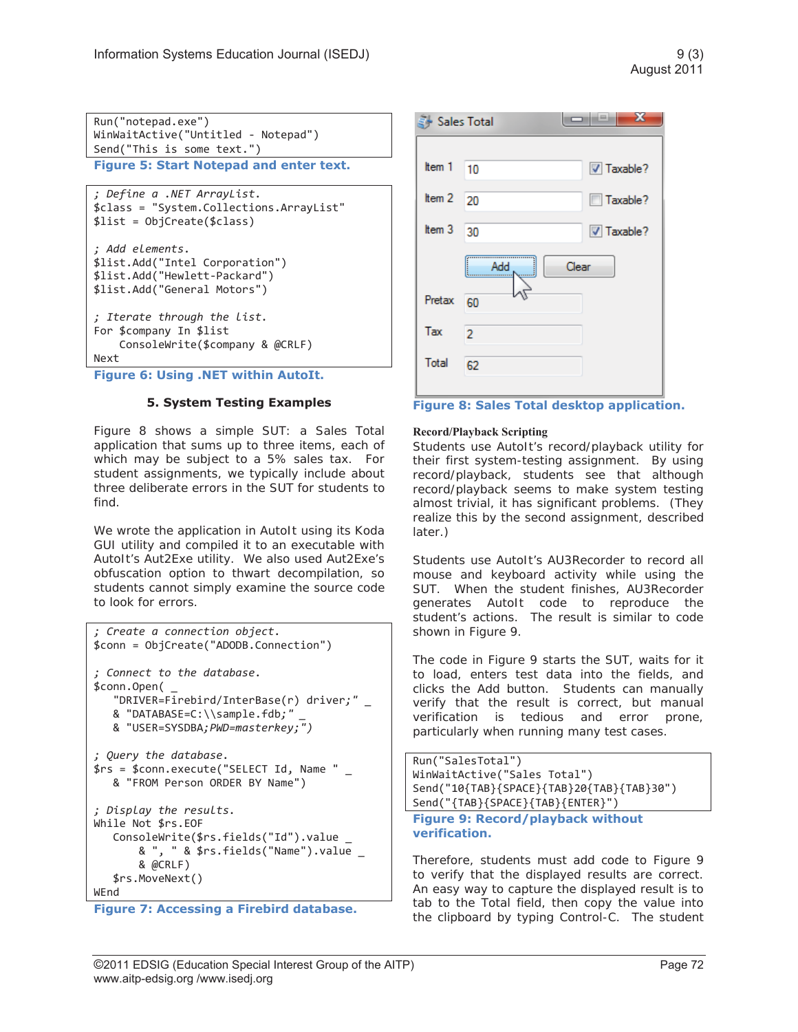```
Run("notepad.exe")
WinWaitActive("Untitled - Notepad")
Send("This is some text.")
```

**Figure 5: Start Notepad and enter text.**

```
; Define a .NET ArrayList.
$class = "System.Collections.ArrayList"
$list = ObjCreate($class)

; Add elements.
$list.Add("Intel Corporation")
$list.Add("Hewlett-Packard")
$list.Add("General Motors")

; Iterate through the list.
For $company In $list
    ConsoleWrite($company & @CRLF)
Next
```

**Figure 6: Using .NET within AutoIt.**

## 5. System Testing Examples

Figure 8 shows a simple SUT: a Sales Total application that sums up to three items, each of which may be subject to a 5% sales tax. For student assignments, we typically include about three deliberate errors in the SUT for students to find.

We wrote the application in AutoIt using its Koda GUI utility and compiled it to an executable with AutoIt's Aut2Exe utility. We also used Aut2Exe's obfuscation option to thwart decompilation, so students cannot simply examine the source code to look for errors.

```
; Create a connection object.
$conn = ObjCreate("ADODB.Connection")

; Connect to the database.
$conn.Open( _
    "DRIVER=Firebird/InterBase(r) driver;" _
    & "DATABASE=C:\\sample.fdb;" _
    & "USER=SYSDBA;PWD=masterkey;")

; Query the database.
$rs = $conn.execute("SELECT Id, Name " _
    & "FROM Person ORDER BY Name")

; Display the results.
While Not $rs.EOF
    ConsoleWrite($rs.fields("Id").value _
        & ", " & $rs.fields("Name").value _
        & @CRLF)
    $rs.MoveNext()
WEnd
```

**Figure 7: Accessing a Firebird database.**

**Figure 8: Sales Total desktop application.**

### Record/Playback Scripting

Students use AutoIt's record/playback utility for their first system-testing assignment. By using record/playback, students see that although record/playback seems to make system testing almost trivial, it has significant problems. (They realize this by the second assignment, described later.)

Students use AutoIt's AU3Recorder to record all mouse and keyboard activity while using the SUT. When the student finishes, AU3Recorder generates AutoIt code to reproduce the student's actions. The result is similar to code shown in Figure 9.

The code in Figure 9 starts the SUT, waits for it to load, enters test data into the fields, and clicks the Add button. Students can manually verify that the result is correct, but manual verification is tedious and error prone, particularly when running many test cases.

```
Run("SalesTotal")
WinWaitActive("Sales Total")
Send("10{TAB}{SPACE}{TAB}20{TAB}{TAB}30")
Send("{TAB}{SPACE}{TAB}{ENTER}")
```

**Figure 9: Record/playback without verification.**

Therefore, students must add code to Figure 9 to verify that the displayed results are correct. An easy way to capture the displayed result is to tab to the Total field, then copy the value into the clipboard by typing Control-C. The student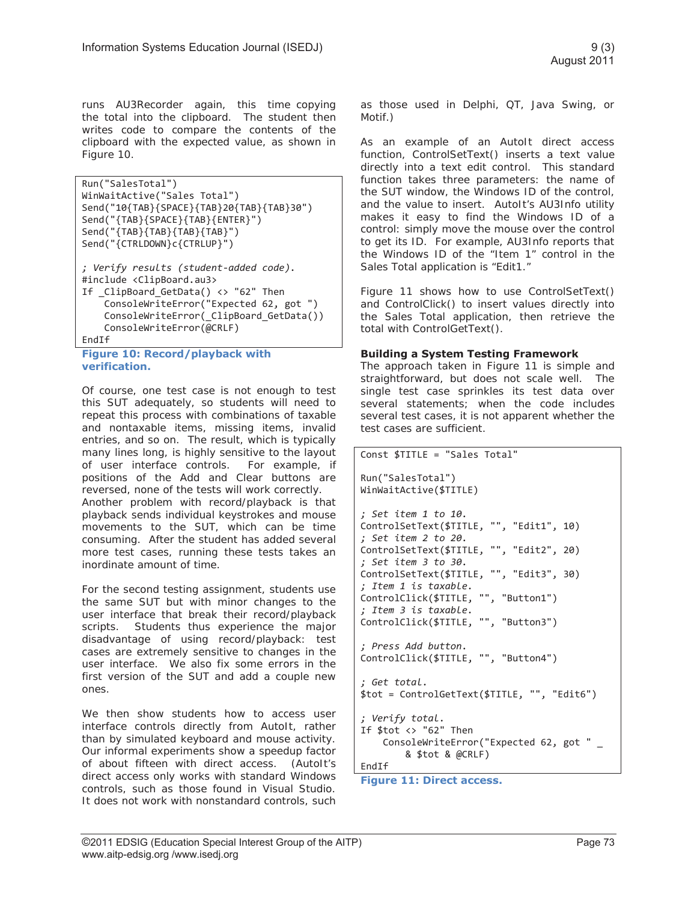runs AU3Recorder again, this time copying the total into the clipboard. The student then writes code to compare the contents of the clipboard with the expected value, as shown in Figure 10.

```
Run("SalesTotal")
WinWaitActive("Sales Total")
Send("10{TAB}{SPACE}{TAB}20{TAB}{TAB}30")
Send("{TAB}{SPACE}{TAB}{ENTER}")
Send("{TAB}{TAB}{TAB}{TAB}")
Send("{CTRLDOWN}c{CTRLUP}")

; Verify results (student-added code).
#include <ClipBoard.au3>
If _ClipBoard_GetData() <> "62" Then
    ConsoleWriteError("Expected 62, got ")
    ConsoleWriteError(_ClipBoard_GetData())
    ConsoleWriteError(@CRLF)
EndIf
```

**Figure 10: Record/playback with verification.**

Of course, one test case is not enough to test this SUT adequately, so students will need to repeat this process with combinations of taxable and nontaxable items, missing items, invalid entries, and so on. The result, which is typically many lines long, is highly sensitive to the layout of user interface controls. For example, if positions of the Add and Clear buttons are reversed, none of the tests will work correctly. Another problem with record/playback is that playback sends individual keystrokes and mouse movements to the SUT, which can be time consuming. After the student has added several more test cases, running these tests takes an inordinate amount of time.

For the second testing assignment, students use the same SUT but with minor changes to the user interface that break their record/playback scripts. Students thus experience the major disadvantage of using record/playback: test cases are extremely sensitive to changes in the user interface. We also fix some errors in the first version of the SUT and add a couple new ones.

We then show students how to access user interface controls directly from AutoIt, rather than by simulated keyboard and mouse activity. Our informal experiments show a speedup factor of about fifteen with direct access. (AutoIt's direct access only works with standard Windows controls, such as those found in Visual Studio. It does not work with nonstandard controls, such as those used in Delphi, QT, Java Swing, or Motif.)

As an example of an AutoIt direct access function, ControlSetText() inserts a text value directly into a text edit control. This standard function takes three parameters: the name of the SUT window, the Windows ID of the control, and the value to insert. AutoIt's AU3Info utility makes it easy to find the Windows ID of a control: simply move the mouse over the control to get its ID. For example, AU3Info reports that the Windows ID of the "Item 1" control in the Sales Total application is "Edit1."

Figure 11 shows how to use ControlSetText() and ControlClick() to insert values directly into the Sales Total application, then retrieve the total with ControlGetText().

**Building a System Testing Framework**

The approach taken in Figure 11 is simple and straightforward, but does not scale well. The single test case sprinkles its test data over several statements; when the code includes several test cases, it is not apparent whether the test cases are sufficient.

```
Const $TITLE = "Sales Total"

Run("SalesTotal")
WinWaitActive($TITLE)

; Set item 1 to 10.
ControlSetText($TITLE, "", "Edit1", 10)
; Set item 2 to 20.
ControlSetText($TITLE, "", "Edit2", 20)
; Set item 3 to 30.
ControlSetText($TITLE, "", "Edit3", 30)
; Item 1 is taxable.
ControlClick($TITLE, "", "Button1")
; Item 3 is taxable.
ControlClick($TITLE, "", "Button3")

; Press Add button.
ControlClick($TITLE, "", "Button4")

; Get total.
$tot = ControlGetText($TITLE, "", "Edit6")

; Verify total.
If $tot <> "62" Then
    ConsoleWriteError("Expected 62, got " _
        & $tot & @CRLF)
EndIf
```

**Figure 11: Direct access.**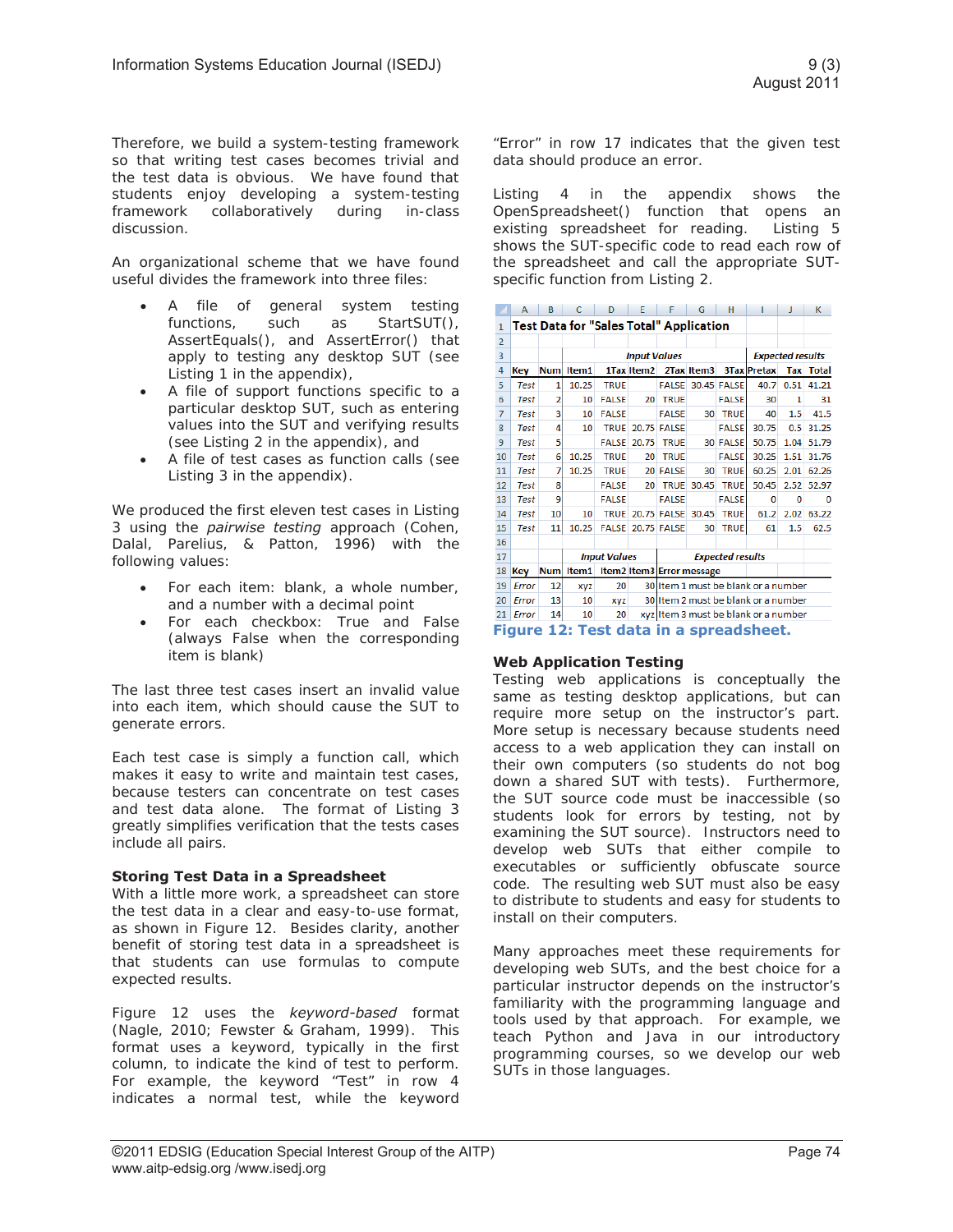Therefore, we build a system-testing framework so that writing test cases becomes trivial and the test data is obvious. We have found that students enjoy developing a system-testing framework collaboratively during in-class discussion.

An organizational scheme that we have found useful divides the framework into three files:

- A file of general system testing functions, such as StartSUT(), AssertEquals(), and AssertError() that apply to testing any desktop SUT (see Listing 1 in the appendix),
- A file of support functions specific to a particular desktop SUT, such as entering values into the SUT and verifying results (see Listing 2 in the appendix), and
- A file of test cases as function calls (see Listing 3 in the appendix).

We produced the first eleven test cases in Listing 3 using the *pairwise testing* approach (Cohen, Dalal, Parelius, & Patton, 1996) with the following values:

- For each item: blank, a whole number, and a number with a decimal point
- For each checkbox: True and False (always False when the corresponding item is blank)

The last three test cases insert an invalid value into each item, which should cause the SUT to generate errors.

Each test case is simply a function call, which makes it easy to write and maintain test cases, because testers can concentrate on test cases and test data alone. The format of Listing 3 greatly simplifies verification that the tests cases include all pairs.

### Storing Test Data in a Spreadsheet

With a little more work, a spreadsheet can store the test data in a clear and easy-to-use format, as shown in Figure 12. Besides clarity, another benefit of storing test data in a spreadsheet is that students can use formulas to compute expected results.

Figure 12 uses the *keyword-based* format (Nagle, 2010; Fewster & Graham, 1999). This format uses a keyword, typically in the first column, to indicate the kind of test to perform. For example, the keyword "Test" in row 4 indicates a normal test, while the keyword "Error" in row 17 indicates that the given test data should produce an error.

Listing 4 in the appendix shows the OpenSpreadsheet() function that opens an existing spreadsheet for reading. Listing 5 shows the SUT-specific code to read each row of the spreadsheet and call the appropriate SUT-specific function from Listing 2.

**Test Data for "Sales Total" Application**

| | | Input Values | | | | | | Expected results | | |
|---|---|---|---|---|---|---|---|---|---|---|
| Key | Num | Item1 | 1Tax | Item2 | 2Tax | Item3 | 3Tax | Pretax | Tax | Total |
| *Test* | 1 | 10.25 | TRUE | | FALSE | 30.45 | FALSE | 40.7 | 0.51 | 41.21 |
| *Test* | 2 | 10 | FALSE | 20 | TRUE | | FALSE | 30 | 1 | 31 |
| *Test* | 3 | 10 | FALSE | | FALSE | 30 | TRUE | 40 | 1.5 | 41.5 |
| *Test* | 4 | 10 | TRUE | 20.75 | FALSE | | FALSE | 30.75 | 0.5 | 31.25 |
| *Test* | 5 | | FALSE | 20.75 | TRUE | 30 | FALSE | 50.75 | 1.04 | 51.79 |
| *Test* | 6 | 10.25 | TRUE | 20 | TRUE | | FALSE | 30.25 | 1.51 | 31.76 |
| *Test* | 7 | 10.25 | TRUE | 20 | FALSE | 30 | TRUE | 60.25 | 2.01 | 62.26 |
| *Test* | 8 | | FALSE | 20 | TRUE | 30.45 | TRUE | 50.45 | 2.52 | 52.97 |
| *Test* | 9 | | FALSE | | FALSE | | FALSE | 0 | 0 | 0 |
| *Test* | 10 | 10 | TRUE | 20.75 | FALSE | 30.45 | TRUE | 61.2 | 2.02 | 63.22 |
| *Test* | 11 | 10.25 | FALSE | 20.75 | FALSE | 30 | TRUE | 61 | 1.5 | 62.5 |

| | | Input Values | | | Expected results |
|---|---|---|---|---|---|
| Key | Num | Item1 | Item2 | Item3 | Error message |
| *Error* | 12 | xyz | 20 | 30 | Item 1 must be blank or a number |
| *Error* | 13 | 10 | xyz | 30 | Item 2 must be blank or a number |
| *Error* | 14 | 10 | 20 | xyz | Item 3 must be blank or a number |

**Figure 12: Test data in a spreadsheet.**

### Web Application Testing

Testing web applications is conceptually the same as testing desktop applications, but can require more setup on the instructor's part. More setup is necessary because students need access to a web application they can install on their own computers (so students do not bog down a shared SUT with tests). Furthermore, the SUT source code must be inaccessible (so students look for errors by testing, not by examining the SUT source). Instructors need to develop web SUTs that either compile to executables or sufficiently obfuscate source code. The resulting web SUT must also be easy to distribute to students and easy for students to install on their computers.

Many approaches meet these requirements for developing web SUTs, and the best choice for a particular instructor depends on the instructor's familiarity with the programming language and tools used by that approach. For example, we teach Python and Java in our introductory programming courses, so we develop our web SUTs in those languages.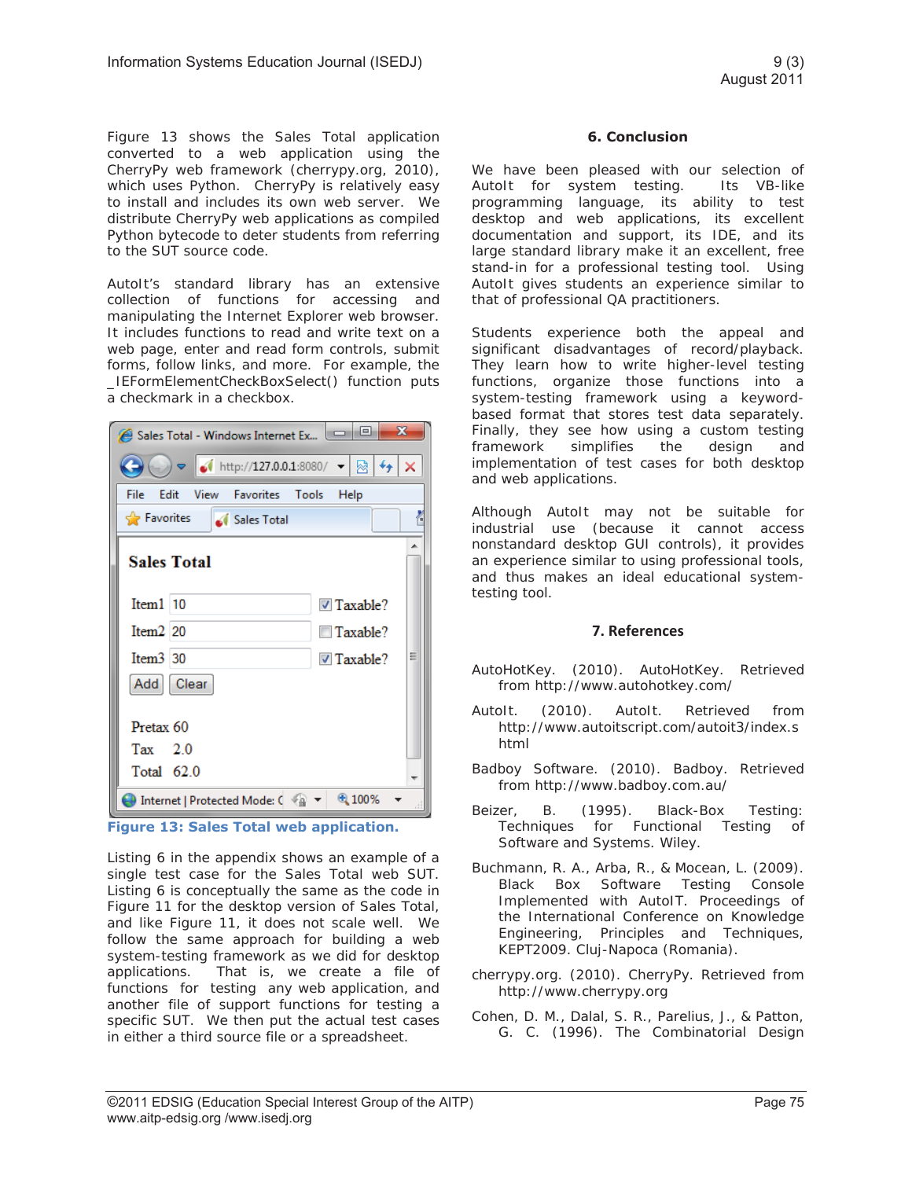Figure 13 shows the Sales Total application converted to a web application using the CherryPy web framework (cherrypy.org, 2010), which uses Python. CherryPy is relatively easy to install and includes its own web server. We distribute CherryPy web applications as compiled Python bytecode to deter students from referring to the SUT source code.

AutoIt's standard library has an extensive collection of functions for accessing and manipulating the Internet Explorer web browser. It includes functions to read and write text on a web page, enter and read form controls, submit forms, follow links, and more. For example, the _IEFormElementCheckBoxSelect() function puts a checkmark in a checkbox.

**Figure 13: Sales Total web application.**

Listing 6 in the appendix shows an example of a single test case for the Sales Total web SUT. Listing 6 is conceptually the same as the code in Figure 11 for the desktop version of Sales Total, and like Figure 11, it does not scale well. We follow the same approach for building a web system-testing framework as we did for desktop applications. That is, we create a file of functions for testing any web application, and another file of support functions for testing a specific SUT. We then put the actual test cases in either a third source file or a spreadsheet.

## 6. Conclusion

We have been pleased with our selection of AutoIt for system testing. Its VB-like programming language, its ability to test desktop and web applications, its excellent documentation and support, its IDE, and its large standard library make it an excellent, free stand-in for a professional testing tool. Using AutoIt gives students an experience similar to that of professional QA practitioners.

Students experience both the appeal and significant disadvantages of record/playback. They learn how to write higher-level testing functions, organize those functions into a system-testing framework using a keyword-based format that stores test data separately. Finally, they see how using a custom testing framework simplifies the design and implementation of test cases for both desktop and web applications.

Although AutoIt may not be suitable for industrial use (because it cannot access nonstandard desktop GUI controls), it provides an experience similar to using professional tools, and thus makes an ideal educational system-testing tool.

## 7. References

AutoHotKey. (2010). AutoHotKey. Retrieved from http://www.autohotkey.com/

AutoIt. (2010). AutoIt. Retrieved from http://www.autoitscript.com/autoit3/index.shtml

Badboy Software. (2010). Badboy. Retrieved from http://www.badboy.com.au/

Beizer, B. (1995). Black-Box Testing: Techniques for Functional Testing of Software and Systems. Wiley.

Buchmann, R. A., Arba, R., & Mocean, L. (2009). Black Box Software Testing Console Implemented with AutoIT. Proceedings of the International Conference on Knowledge Engineering, Principles and Techniques, KEPT2009. Cluj-Napoca (Romania).

cherrypy.org. (2010). CherryPy. Retrieved from http://www.cherrypy.org

Cohen, D. M., Dalal, S. R., Parelius, J., & Patton, G. C. (1996). The Combinatorial Design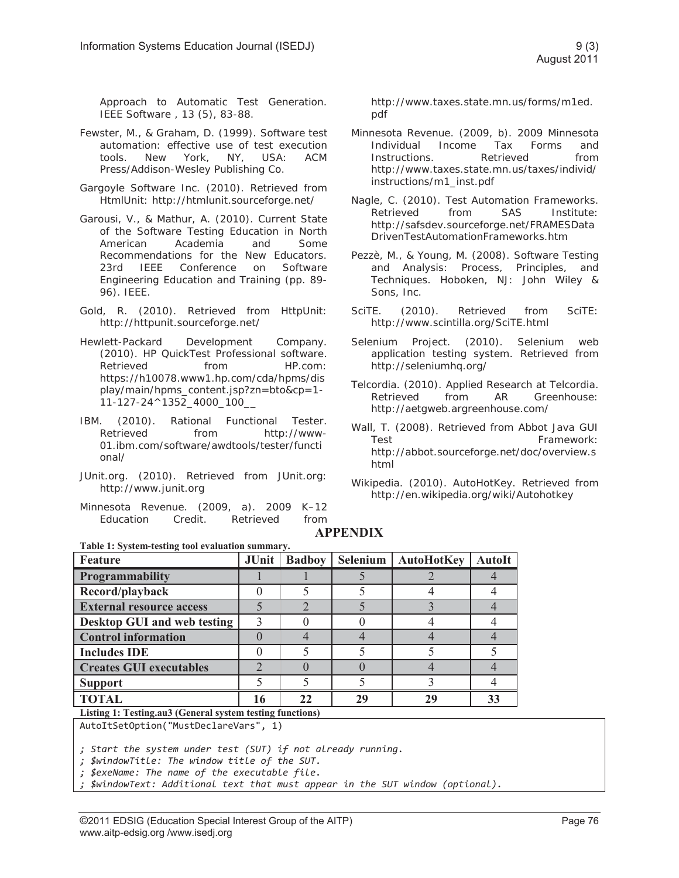Approach to Automatic Test Generation. IEEE Software , 13 (5), 83-88.

Fewster, M., & Graham, D. (1999). Software test automation: effective use of test execution tools. New York, NY, USA: ACM Press/Addison-Wesley Publishing Co.

Gargoyle Software Inc. (2010). Retrieved from HtmlUnit: http://htmlunit.sourceforge.net/

Garousi, V., & Mathur, A. (2010). Current State of the Software Testing Education in North American Academia and Some Recommendations for the New Educators. 23rd IEEE Conference on Software Engineering Education and Training (pp. 89-96). IEEE.

Gold, R. (2010). Retrieved from HttpUnit: http://httpunit.sourceforge.net/

Hewlett-Packard Development Company. (2010). HP QuickTest Professional software. Retrieved from HP.com: https://h10078.www1.hp.com/cda/hpms/display/main/hpms_content.jsp?zn=bto&cp=1-11-127-24^1352_4000_100__

IBM. (2010). Rational Functional Tester. Retrieved from http://www-01.ibm.com/software/awdtools/tester/functional/

JUnit.org. (2010). Retrieved from JUnit.org: http://www.junit.org

Minnesota Revenue. (2009, a). 2009 K–12 Education Credit. Retrieved from http://www.taxes.state.mn.us/forms/m1ed.pdf

Minnesota Revenue. (2009, b). 2009 Minnesota Individual Income Tax Forms and Instructions. Retrieved from http://www.taxes.state.mn.us/taxes/individ/instructions/m1_inst.pdf

Nagle, C. (2010). Test Automation Frameworks. Retrieved from SAS Institute: http://safsdev.sourceforge.net/FRAMESDataDrivenTestAutomationFrameworks.htm

Pezzè, M., & Young, M. (2008). Software Testing and Analysis: Process, Principles, and Techniques. Hoboken, NJ: John Wiley & Sons, Inc.

SciTE. (2010). Retrieved from SciTE: http://www.scintilla.org/SciTE.html

Selenium Project. (2010). Selenium web application testing system. Retrieved from http://seleniumhq.org/

Telcordia. (2010). Applied Research at Telcordia. Retrieved from AR Greenhouse: http://aetgweb.argreenhouse.com/

Wall, T. (2008). Retrieved from Abbot Java GUI Test Framework: http://abbot.sourceforge.net/doc/overview.shtml

Wikipedia. (2010). AutoHotKey. Retrieved from http://en.wikipedia.org/wiki/Autohotkey

## APPENDIX

**Table 1: System-testing tool evaluation summary.**

| Feature | JUnit | Badboy | Selenium | AutoHotKey | AutoIt |
|---|---|---|---|---|---|
| **Programmability** | 1 | 1 | 5 | 2 | 4 |
| **Record/playback** | 0 | 5 | 5 | 4 | 4 |
| **External resource access** | 5 | 2 | 5 | 3 | 4 |
| **Desktop GUI and web testing** | 3 | 0 | 0 | 4 | 4 |
| **Control information** | 0 | 4 | 4 | 4 | 4 |
| **Includes IDE** | 0 | 5 | 5 | 5 | 5 |
| **Creates GUI executables** | 2 | 0 | 0 | 4 | 4 |
| **Support** | 5 | 5 | 5 | 3 | 4 |
| **TOTAL** | **16** | **22** | **29** | **29** | **33** |

**Listing 1: Testing.au3 (General system testing functions)**

```
AutoItSetOption("MustDeclareVars", 1)

; Start the system under test (SUT) if not already running.
; $windowTitle: The window title of the SUT.
; $exeName: The name of the executable file.
; $windowText: Additional text that must appear in the SUT window (optional).
```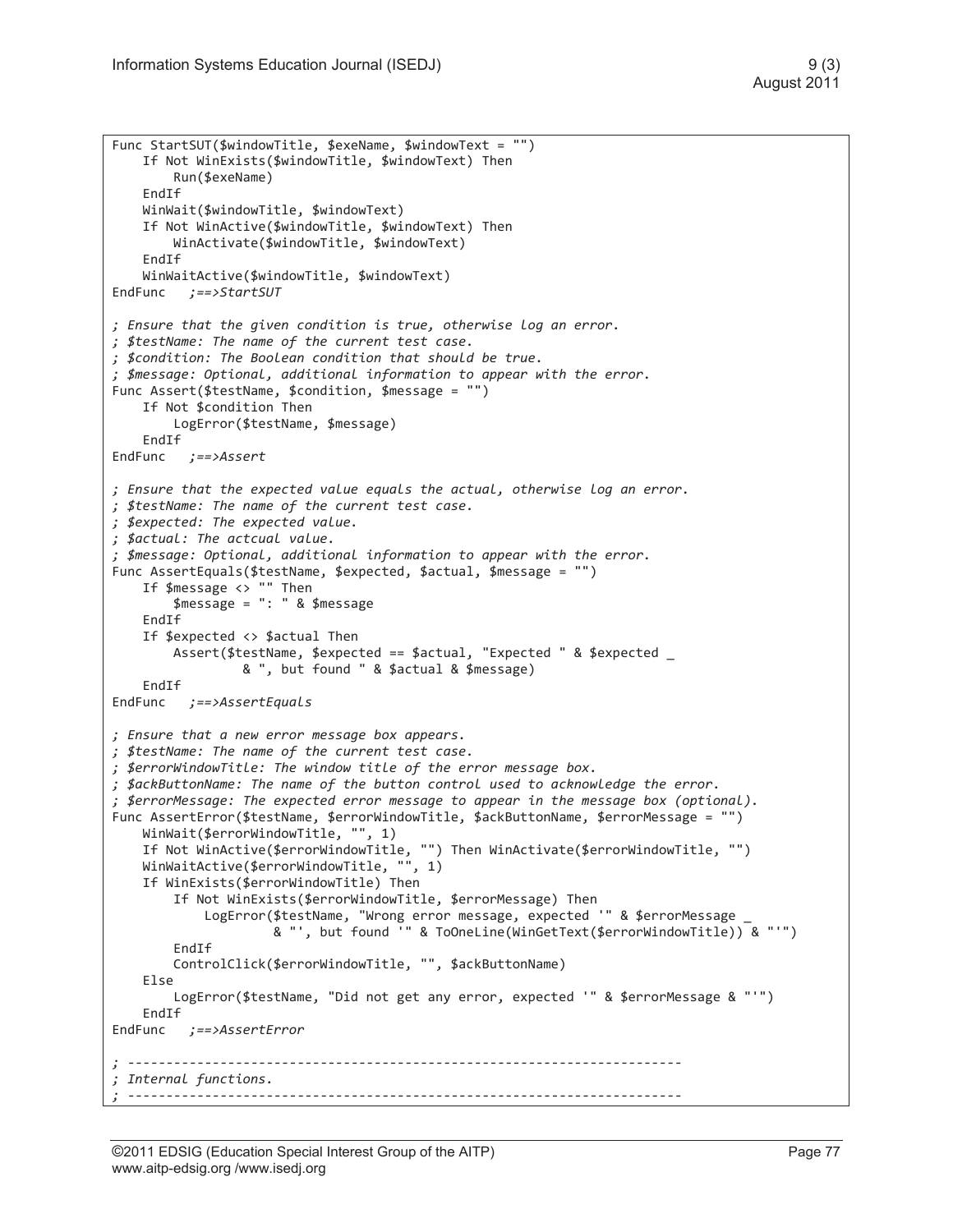```
Func StartSUT($windowTitle, $exeName, $windowText = "")
    If Not WinExists($windowTitle, $windowText) Then
        Run($exeName)
    EndIf
    WinWait($windowTitle, $windowText)
    If Not WinActive($windowTitle, $windowText) Then
        WinActivate($windowTitle, $windowText)
    EndIf
    WinWaitActive($windowTitle, $windowText)
EndFunc   ;==>StartSUT

; Ensure that the given condition is true, otherwise log an error.
; $testName: The name of the current test case.
; $condition: The Boolean condition that should be true.
; $message: Optional, additional information to appear with the error.
Func Assert($testName, $condition, $message = "")
    If Not $condition Then
        LogError($testName, $message)
    EndIf
EndFunc   ;==>Assert

; Ensure that the expected value equals the actual, otherwise log an error.
; $testName: The name of the current test case.
; $expected: The expected value.
; $actual: The actcual value.
; $message: Optional, additional information to appear with the error.
Func AssertEquals($testName, $expected, $actual, $message = "")
    If $message <> "" Then
        $message = ": " & $message
    EndIf
    If $expected <> $actual Then
        Assert($testName, $expected == $actual, "Expected " & $expected _
                 & ", but found " & $actual & $message)
    EndIf
EndFunc   ;==>AssertEquals

; Ensure that a new error message box appears.
; $testName: The name of the current test case.
; $errorWindowTitle: The window title of the error message box.
; $ackButtonName: The name of the button control used to acknowledge the error.
; $errorMessage: The expected error message to appear in the message box (optional).
Func AssertError($testName, $errorWindowTitle, $ackButtonName, $errorMessage = "")
    WinWait($errorWindowTitle, "", 1)
    If Not WinActive($errorWindowTitle, "") Then WinActivate($errorWindowTitle, "")
    WinWaitActive($errorWindowTitle, "", 1)
    If WinExists($errorWindowTitle) Then
        If Not WinExists($errorWindowTitle, $errorMessage) Then
            LogError($testName, "Wrong error message, expected '" & $errorMessage _
                     & "', but found '" & ToOneLine(WinGetText($errorWindowTitle)) & "'")
        EndIf
        ControlClick($errorWindowTitle, "", $ackButtonName)
    Else
        LogError($testName, "Did not get any error, expected '" & $errorMessage & "'")
    EndIf
EndFunc   ;==>AssertError

; ----------------------------------------------------------------------
; Internal functions.
; ----------------------------------------------------------------------
```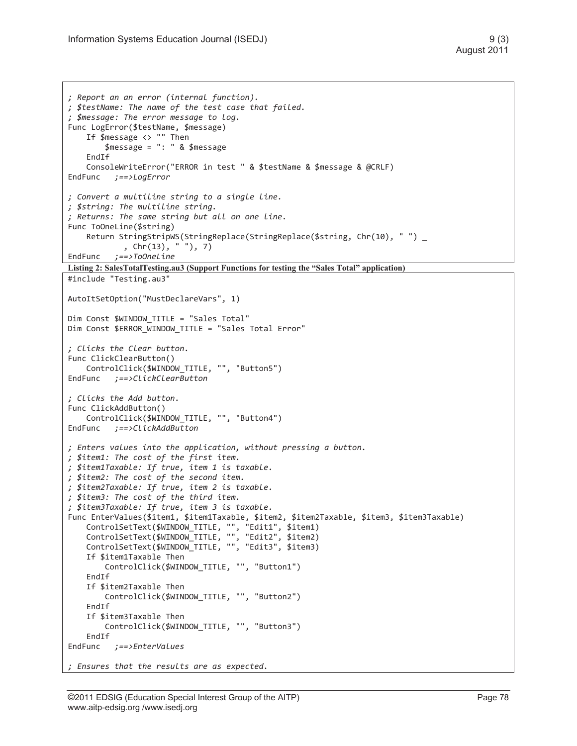```
; Report an an error (internal function).
; $testName: The name of the test case that failed.
; $message: The error message to log.
Func LogError($testName, $message)
    If $message <> "" Then
        $message = ": " & $message
    EndIf
    ConsoleWriteError("ERROR in test " & $testName & $message & @CRLF)
EndFunc   ;==>LogError

; Convert a multiline string to a single line.
; $string: The multiline string.
; Returns: The same string but all on one line.
Func ToOneLine($string)
    Return StringStripWS(StringReplace(StringReplace($string, Chr(10), " ") _
            , Chr(13), " "), 7)
EndFunc   ;==>ToOneLine
```

**Listing 2: SalesTotalTesting.au3 (Support Functions for testing the "Sales Total" application)**

```
#include "Testing.au3"

AutoItSetOption("MustDeclareVars", 1)

Dim Const $WINDOW_TITLE = "Sales Total"
Dim Const $ERROR_WINDOW_TITLE = "Sales Total Error"

; Clicks the Clear button.
Func ClickClearButton()
    ControlClick($WINDOW_TITLE, "", "Button5")
EndFunc   ;==>ClickClearButton

; Clicks the Add button.
Func ClickAddButton()
    ControlClick($WINDOW_TITLE, "", "Button4")
EndFunc   ;==>ClickAddButton

; Enters values into the application, without pressing a button.
; $item1: The cost of the first item.
; $item1Taxable: If true, item 1 is taxable.
; $item2: The cost of the second item.
; $item2Taxable: If true, item 2 is taxable.
; $item3: The cost of the third item.
; $item3Taxable: If true, item 3 is taxable.
Func EnterValues($item1, $item1Taxable, $item2, $item2Taxable, $item3, $item3Taxable)
    ControlSetText($WINDOW_TITLE, "", "Edit1", $item1)
    ControlSetText($WINDOW_TITLE, "", "Edit2", $item2)
    ControlSetText($WINDOW_TITLE, "", "Edit3", $item3)
    If $item1Taxable Then
        ControlClick($WINDOW_TITLE, "", "Button1")
    EndIf
    If $item2Taxable Then
        ControlClick($WINDOW_TITLE, "", "Button2")
    EndIf
    If $item3Taxable Then
        ControlClick($WINDOW_TITLE, "", "Button3")
    EndIf
EndFunc   ;==>EnterValues

; Ensures that the results are as expected.
```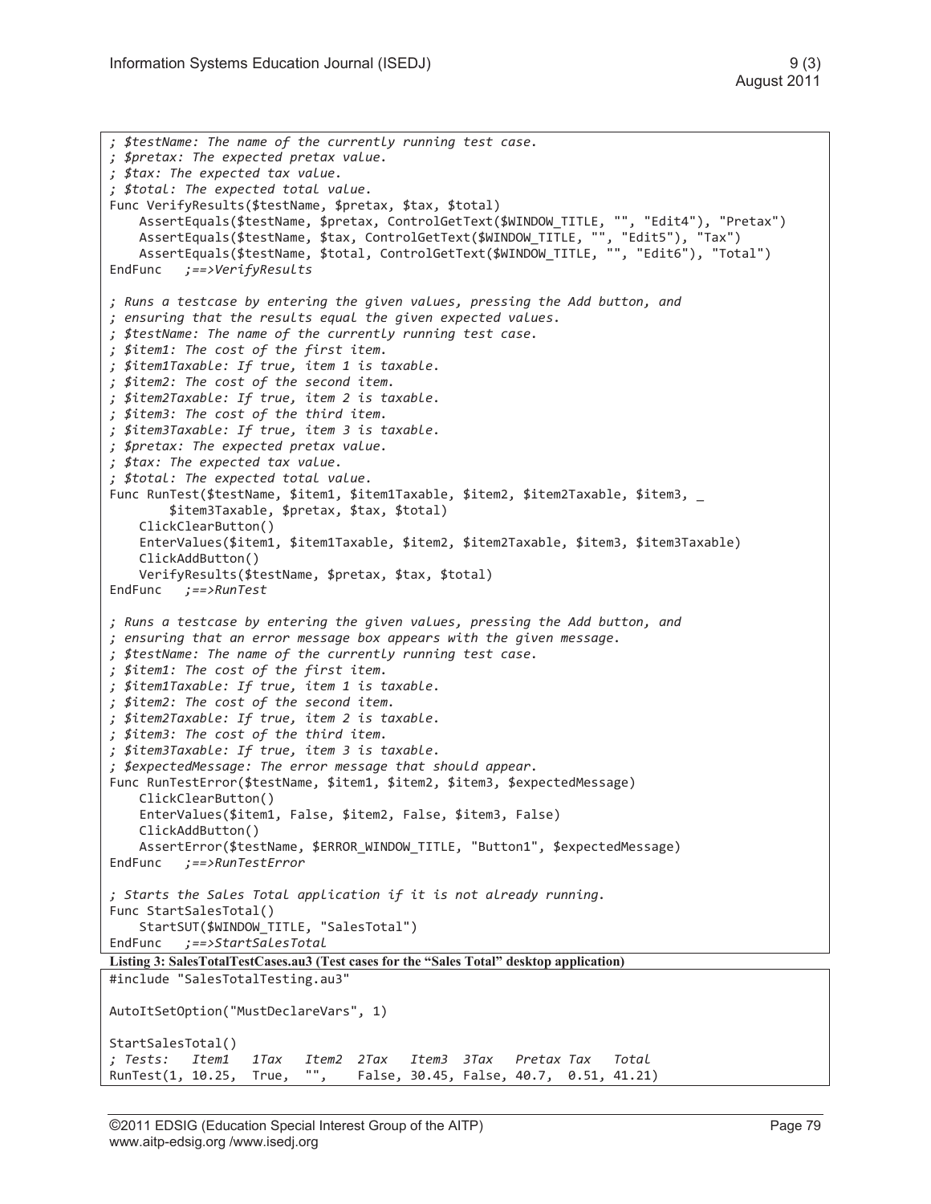```
; $testName: The name of the currently running test case.
; $pretax: The expected pretax value.
; $tax: The expected tax value.
; $total: The expected total value.
Func VerifyResults($testName, $pretax, $tax, $total)
    AssertEquals($testName, $pretax, ControlGetText($WINDOW_TITLE, "", "Edit4"), "Pretax")
    AssertEquals($testName, $tax, ControlGetText($WINDOW_TITLE, "", "Edit5"), "Tax")
    AssertEquals($testName, $total, ControlGetText($WINDOW_TITLE, "", "Edit6"), "Total")
EndFunc   ;==>VerifyResults

; Runs a testcase by entering the given values, pressing the Add button, and
; ensuring that the results equal the given expected values.
; $testName: The name of the currently running test case.
; $item1: The cost of the first item.
; $item1Taxable: If true, item 1 is taxable.
; $item2: The cost of the second item.
; $item2Taxable: If true, item 2 is taxable.
; $item3: The cost of the third item.
; $item3Taxable: If true, item 3 is taxable.
; $pretax: The expected pretax value.
; $tax: The expected tax value.
; $total: The expected total value.
Func RunTest($testName, $item1, $item1Taxable, $item2, $item2Taxable, $item3, _
        $item3Taxable, $pretax, $tax, $total)
    ClickClearButton()
    EnterValues($item1, $item1Taxable, $item2, $item2Taxable, $item3, $item3Taxable)
    ClickAddButton()
    VerifyResults($testName, $pretax, $tax, $total)
EndFunc   ;==>RunTest

; Runs a testcase by entering the given values, pressing the Add button, and
; ensuring that an error message box appears with the given message.
; $testName: The name of the currently running test case.
; $item1: The cost of the first item.
; $item1Taxable: If true, item 1 is taxable.
; $item2: The cost of the second item.
; $item2Taxable: If true, item 2 is taxable.
; $item3: The cost of the third item.
; $item3Taxable: If true, item 3 is taxable.
; $expectedMessage: The error message that should appear.
Func RunTestError($testName, $item1, $item2, $item3, $expectedMessage)
    ClickClearButton()
    EnterValues($item1, False, $item2, False, $item3, False)
    ClickAddButton()
    AssertError($testName, $ERROR_WINDOW_TITLE, "Button1", $expectedMessage)
EndFunc   ;==>RunTestError

; Starts the Sales Total application if it is not already running.
Func StartSalesTotal()
    StartSUT($WINDOW_TITLE, "SalesTotal")
EndFunc   ;==>StartSalesTotal
```

**Listing 3: SalesTotalTestCases.au3 (Test cases for the "Sales Total" desktop application)**

```
#include "SalesTotalTesting.au3"

AutoItSetOption("MustDeclareVars", 1)

StartSalesTotal()
; Tests:   Item1   1Tax   Item2  2Tax   Item3  3Tax   Pretax Tax   Total
RunTest(1, 10.25,  True,  "",    False, 30.45, False, 40.7,  0.51, 41.21)
```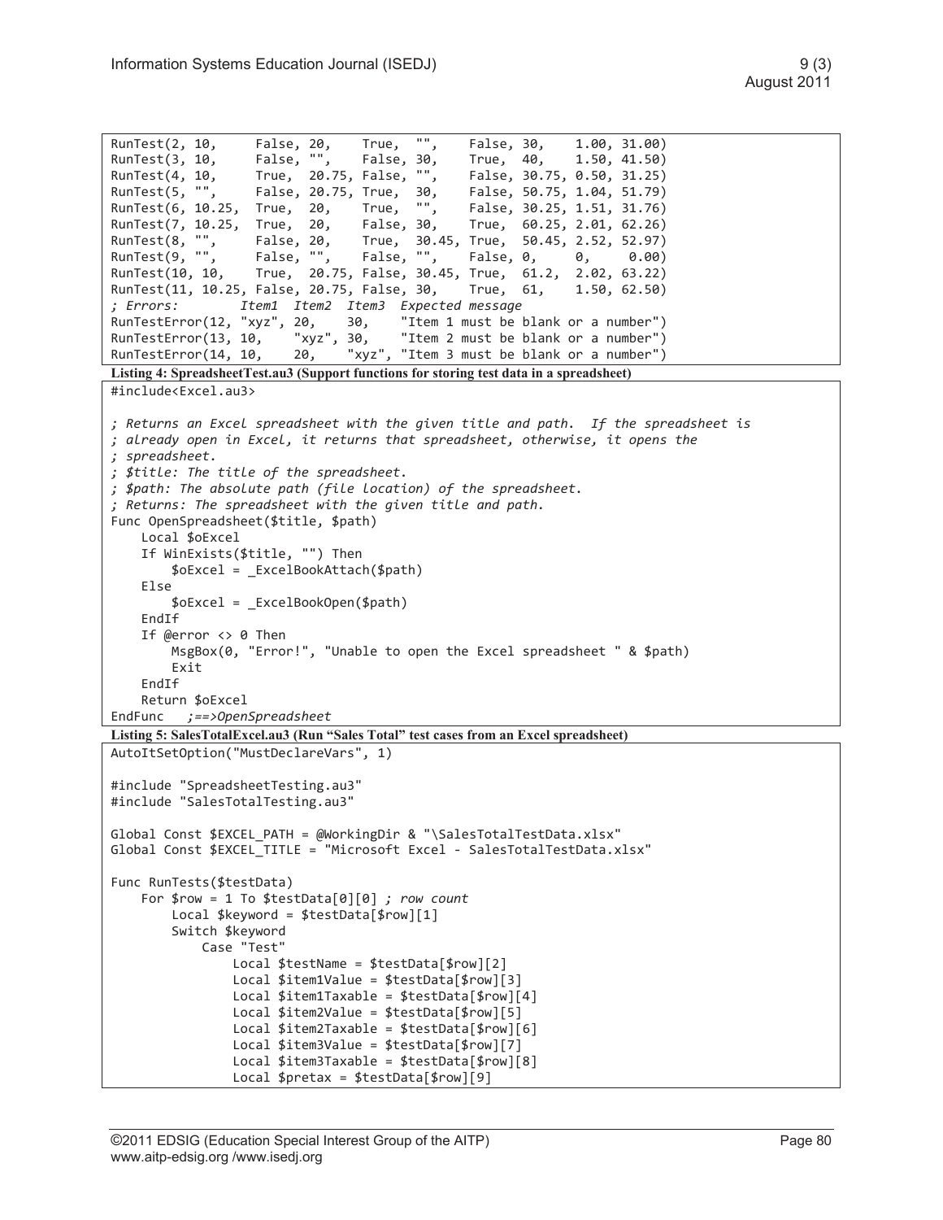```
RunTest(2, 10,     False, 20,    True,  "",    False, 30,    1.00, 31.00)
RunTest(3, 10,     False, "",    False, 30,    True,  40,    1.50, 41.50)
RunTest(4, 10,     True,  20.75, False, "",    False, 30.75, 0.50, 31.25)
RunTest(5, "",     False, 20.75, True,  30,    False, 50.75, 1.04, 51.79)
RunTest(6, 10.25,  True,  20,    True,  "",    False, 30.25, 1.51, 31.76)
RunTest(7, 10.25,  True,  20,    False, 30,    True,  60.25, 2.01, 62.26)
RunTest(8, "",     False, 20,    True,  30.45, True,  50.45, 2.52, 52.97)
RunTest(9, "",     False, "",    False, "",    False, 0,     0,    0.00)
RunTest(10, 10,    True,  20.75, False, 30.45, True,  61.2,  2.02, 63.22)
RunTest(11, 10.25, False, 20.75, False, 30,    True,  61,    1.50, 62.50)
; Errors:        Item1  Item2  Item3  Expected message
RunTestError(12, "xyz", 20,    30,    "Item 1 must be blank or a number")
RunTestError(13, 10,    "xyz", 30,    "Item 2 must be blank or a number")
RunTestError(14, 10,    20,    "xyz", "Item 3 must be blank or a number")
```

**Listing 4: SpreadsheetTest.au3 (Support functions for storing test data in a spreadsheet)**

```
#include<Excel.au3>

; Returns an Excel spreadsheet with the given title and path.  If the spreadsheet is
; already open in Excel, it returns that spreadsheet, otherwise, it opens the
; spreadsheet.
; $title: The title of the spreadsheet.
; $path: The absolute path (file location) of the spreadsheet.
; Returns: The spreadsheet with the given title and path.
Func OpenSpreadsheet($title, $path)
    Local $oExcel
    If WinExists($title, "") Then
        $oExcel = _ExcelBookAttach($path)
    Else
        $oExcel = _ExcelBookOpen($path)
    EndIf
    If @error <> 0 Then
        MsgBox(0, "Error!", "Unable to open the Excel spreadsheet " & $path)
        Exit
    EndIf
    Return $oExcel
EndFunc   ;==>OpenSpreadsheet
```

**Listing 5: SalesTotalExcel.au3 (Run "Sales Total" test cases from an Excel spreadsheet)**

```
AutoItSetOption("MustDeclareVars", 1)

#include "SpreadsheetTesting.au3"
#include "SalesTotalTesting.au3"

Global Const $EXCEL_PATH = @WorkingDir & "\SalesTotalTestData.xlsx"
Global Const $EXCEL_TITLE = "Microsoft Excel - SalesTotalTestData.xlsx"

Func RunTests($testData)
    For $row = 1 To $testData[0][0] ; row count
        Local $keyword = $testData[$row][1]
        Switch $keyword
            Case "Test"
                Local $testName = $testData[$row][2]
                Local $item1Value = $testData[$row][3]
                Local $item1Taxable = $testData[$row][4]
                Local $item2Value = $testData[$row][5]
                Local $item2Taxable = $testData[$row][6]
                Local $item3Value = $testData[$row][7]
                Local $item3Taxable = $testData[$row][8]
                Local $pretax = $testData[$row][9]
```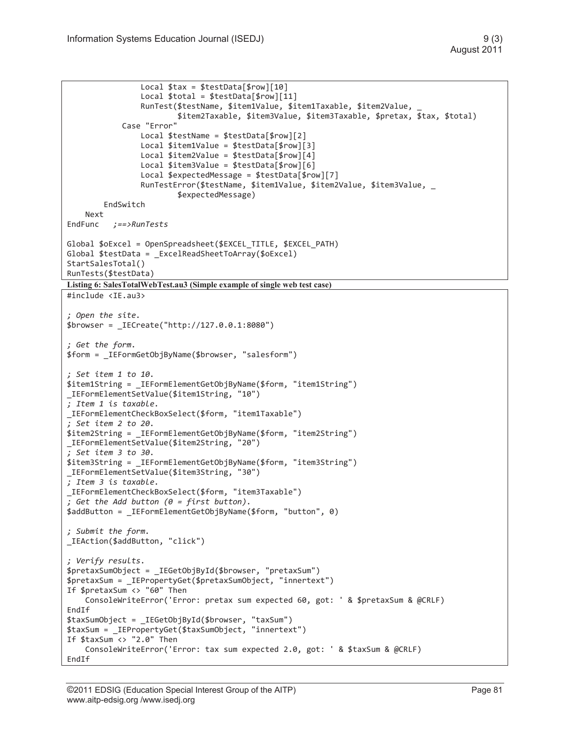```
                Local $tax = $testData[$row][10]
                Local $total = $testData[$row][11]
                RunTest($testName, $item1Value, $item1Taxable, $item2Value, _
                        $item2Taxable, $item3Value, $item3Taxable, $pretax, $tax, $total)
            Case "Error"
                Local $testName = $testData[$row][2]
                Local $item1Value = $testData[$row][3]
                Local $item2Value = $testData[$row][4]
                Local $item3Value = $testData[$row][6]
                Local $expectedMessage = $testData[$row][7]
                RunTestError($testName, $item1Value, $item2Value, $item3Value, _
                        $expectedMessage)
        EndSwitch
    Next
EndFunc   ;==>RunTests

Global $oExcel = OpenSpreadsheet($EXCEL_TITLE, $EXCEL_PATH)
Global $testData = _ExcelReadSheetToArray($oExcel)
StartSalesTotal()
RunTests($testData)
```

**Listing 6: SalesTotalWebTest.au3 (Simple example of single web test case)**

```
#include <IE.au3>

; Open the site.
$browser = _IECreate("http://127.0.0.1:8080")

; Get the form.
$form = _IEFormGetObjByName($browser, "salesform")

; Set item 1 to 10.
$item1String = _IEFormElementGetObjByName($form, "item1String")
_IEFormElementSetValue($item1String, "10")
; Item 1 is taxable.
_IEFormElementCheckBoxSelect($form, "item1Taxable")
; Set item 2 to 20.
$item2String = _IEFormElementGetObjByName($form, "item2String")
_IEFormElementSetValue($item2String, "20")
; Set item 3 to 30.
$item3String = _IEFormElementGetObjByName($form, "item3String")
_IEFormElementSetValue($item3String, "30")
; Item 3 is taxable.
_IEFormElementCheckBoxSelect($form, "item3Taxable")
; Get the Add button (0 = first button).
$addButton = _IEFormElementGetObjByName($form, "button", 0)

; Submit the form.
_IEAction($addButton, "click")

; Verify results.
$pretaxSumObject = _IEGetObjById($browser, "pretaxSum")
$pretaxSum = _IEPropertyGet($pretaxSumObject, "innertext")
If $pretaxSum <> "60" Then
    ConsoleWriteError('Error: pretax sum expected 60, got: ' & $pretaxSum & @CRLF)
EndIf
$taxSumObject = _IEGetObjById($browser, "taxSum")
$taxSum = _IEPropertyGet($taxSumObject, "innertext")
If $taxSum <> "2.0" Then
    ConsoleWriteError('Error: tax sum expected 2.0, got: ' & $taxSum & @CRLF)
EndIf
```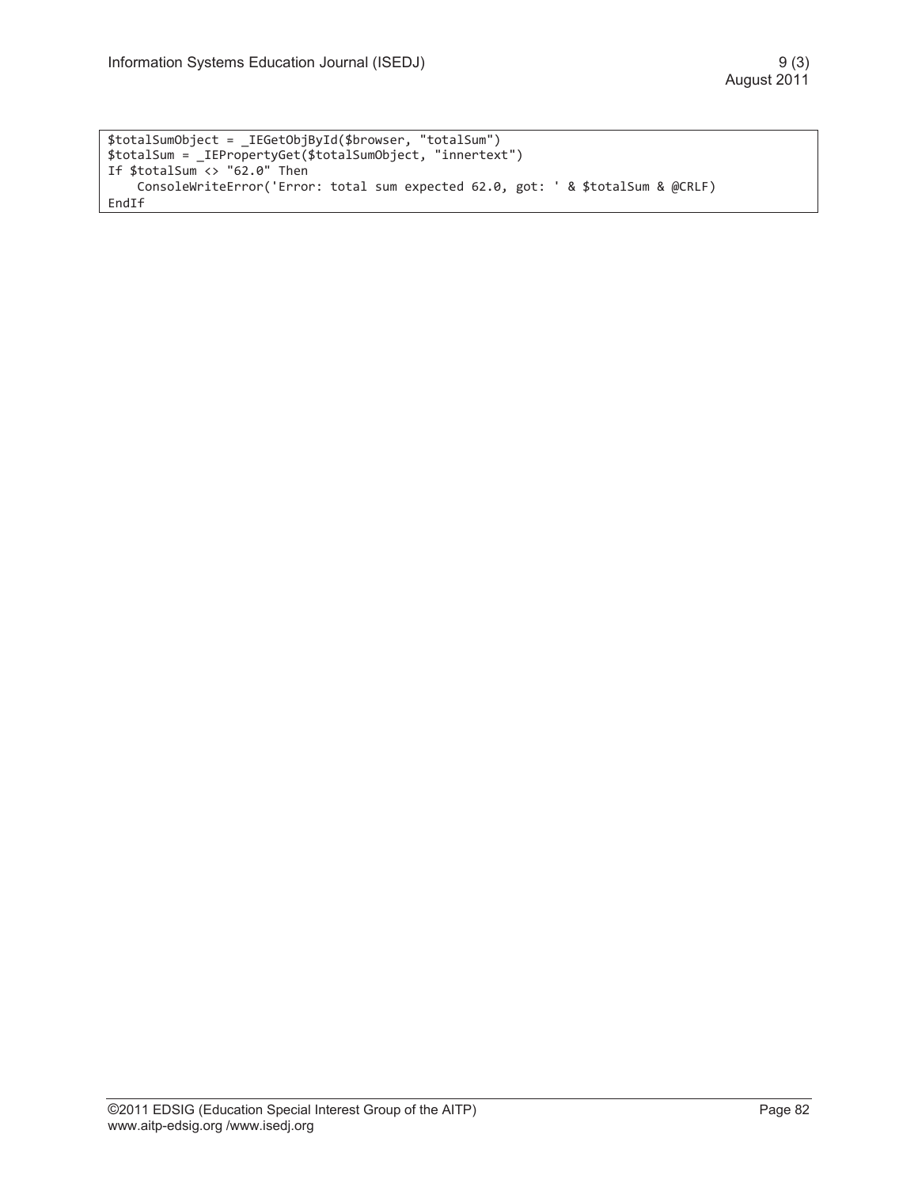```
$totalSumObject = _IEGetObjById($browser, "totalSum")
$totalSum = _IEPropertyGet($totalSumObject, "innertext")
If $totalSum <> "62.0" Then
    ConsoleWriteError('Error: total sum expected 62.0, got: ' & $totalSum & @CRLF)
EndIf
```